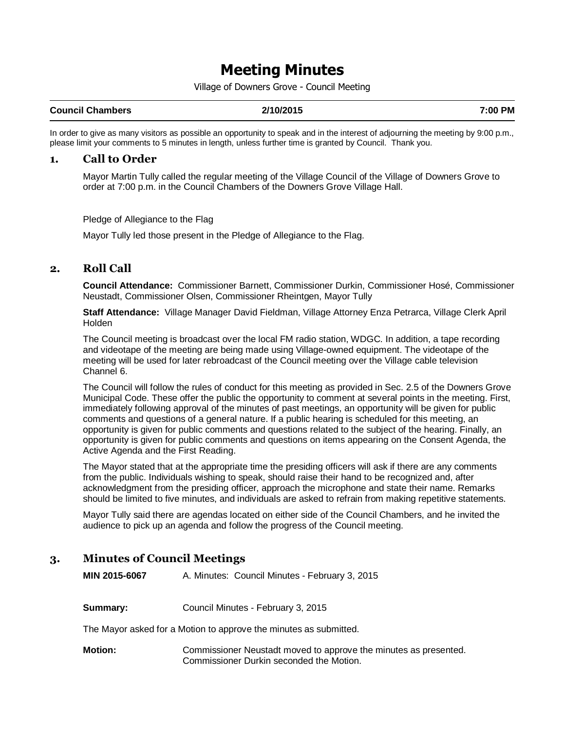# Meeting Minutes

Village of Downers Grove - Council Meeting

| Council Chambers | 2/10/2015 | 7:00 PM |
| --- | --- | --- |

In order to give as many visitors as possible an opportunity to speak and in the interest of adjourning the meeting by 9:00 p.m., please limit your comments to 5 minutes in length, unless further time is granted by Council. Thank you.

## 1. Call to Order

Mayor Martin Tully called the regular meeting of the Village Council of the Village of Downers Grove to order at 7:00 p.m. in the Council Chambers of the Downers Grove Village Hall.

Pledge of Allegiance to the Flag

Mayor Tully led those present in the Pledge of Allegiance to the Flag.

## 2. Roll Call

**Council Attendance:** Commissioner Barnett, Commissioner Durkin, Commissioner Hosé, Commissioner Neustadt, Commissioner Olsen, Commissioner Rheintgen, Mayor Tully

**Staff Attendance:** Village Manager David Fieldman, Village Attorney Enza Petrarca, Village Clerk April Holden

The Council meeting is broadcast over the local FM radio station, WDGC. In addition, a tape recording and videotape of the meeting are being made using Village-owned equipment. The videotape of the meeting will be used for later rebroadcast of the Council meeting over the Village cable television Channel 6.

The Council will follow the rules of conduct for this meeting as provided in Sec. 2.5 of the Downers Grove Municipal Code. These offer the public the opportunity to comment at several points in the meeting. First, immediately following approval of the minutes of past meetings, an opportunity will be given for public comments and questions of a general nature. If a public hearing is scheduled for this meeting, an opportunity is given for public comments and questions related to the subject of the hearing. Finally, an opportunity is given for public comments and questions on items appearing on the Consent Agenda, the Active Agenda and the First Reading.

The Mayor stated that at the appropriate time the presiding officers will ask if there are any comments from the public. Individuals wishing to speak, should raise their hand to be recognized and, after acknowledgment from the presiding officer, approach the microphone and state their name. Remarks should be limited to five minutes, and individuals are asked to refrain from making repetitive statements.

Mayor Tully said there are agendas located on either side of the Council Chambers, and he invited the audience to pick up an agenda and follow the progress of the Council meeting.

## 3. Minutes of Council Meetings

**MIN 2015-6067** A. Minutes: Council Minutes - February 3, 2015

**Summary:** Council Minutes - February 3, 2015

The Mayor asked for a Motion to approve the minutes as submitted.

**Motion:** Commissioner Neustadt moved to approve the minutes as presented. Commissioner Durkin seconded the Motion.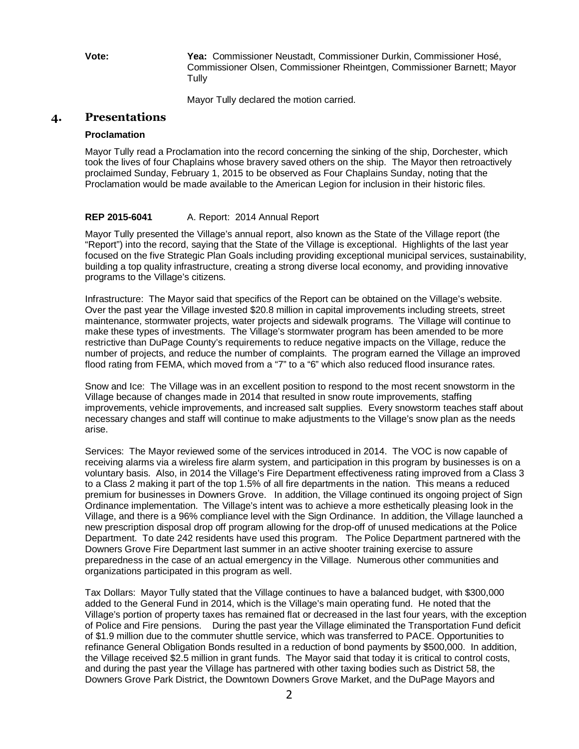**Vote:** **Yea:** Commissioner Neustadt, Commissioner Durkin, Commissioner Hosé, Commissioner Olsen, Commissioner Rheintgen, Commissioner Barnett; Mayor Tully

Mayor Tully declared the motion carried.

## 4. Presentations

**Proclamation**

Mayor Tully read a Proclamation into the record concerning the sinking of the ship, Dorchester, which took the lives of four Chaplains whose bravery saved others on the ship. The Mayor then retroactively proclaimed Sunday, February 1, 2015 to be observed as Four Chaplains Sunday, noting that the Proclamation would be made available to the American Legion for inclusion in their historic files.

**REP 2015-6041** A. Report: 2014 Annual Report

Mayor Tully presented the Village's annual report, also known as the State of the Village report (the "Report") into the record, saying that the State of the Village is exceptional. Highlights of the last year focused on the five Strategic Plan Goals including providing exceptional municipal services, sustainability, building a top quality infrastructure, creating a strong diverse local economy, and providing innovative programs to the Village's citizens.

Infrastructure: The Mayor said that specifics of the Report can be obtained on the Village's website. Over the past year the Village invested $20.8 million in capital improvements including streets, street maintenance, stormwater projects, water projects and sidewalk programs. The Village will continue to make these types of investments. The Village's stormwater program has been amended to be more restrictive than DuPage County's requirements to reduce negative impacts on the Village, reduce the number of projects, and reduce the number of complaints. The program earned the Village an improved flood rating from FEMA, which moved from a "7" to a "6" which also reduced flood insurance rates.

Snow and Ice: The Village was in an excellent position to respond to the most recent snowstorm in the Village because of changes made in 2014 that resulted in snow route improvements, staffing improvements, vehicle improvements, and increased salt supplies. Every snowstorm teaches staff about necessary changes and staff will continue to make adjustments to the Village's snow plan as the needs arise.

Services: The Mayor reviewed some of the services introduced in 2014. The VOC is now capable of receiving alarms via a wireless fire alarm system, and participation in this program by businesses is on a voluntary basis. Also, in 2014 the Village's Fire Department effectiveness rating improved from a Class 3 to a Class 2 making it part of the top 1.5% of all fire departments in the nation. This means a reduced premium for businesses in Downers Grove. In addition, the Village continued its ongoing project of Sign Ordinance implementation. The Village's intent was to achieve a more esthetically pleasing look in the Village, and there is a 96% compliance level with the Sign Ordinance. In addition, the Village launched a new prescription disposal drop off program allowing for the drop-off of unused medications at the Police Department. To date 242 residents have used this program. The Police Department partnered with the Downers Grove Fire Department last summer in an active shooter training exercise to assure preparedness in the case of an actual emergency in the Village. Numerous other communities and organizations participated in this program as well.

Tax Dollars: Mayor Tully stated that the Village continues to have a balanced budget, with $300,000 added to the General Fund in 2014, which is the Village's main operating fund. He noted that the Village's portion of property taxes has remained flat or decreased in the last four years, with the exception of Police and Fire pensions. During the past year the Village eliminated the Transportation Fund deficit of $1.9 million due to the commuter shuttle service, which was transferred to PACE. Opportunities to refinance General Obligation Bonds resulted in a reduction of bond payments by $500,000. In addition, the Village received $2.5 million in grant funds. The Mayor said that today it is critical to control costs, and during the past year the Village has partnered with other taxing bodies such as District 58, the Downers Grove Park District, the Downtown Downers Grove Market, and the DuPage Mayors and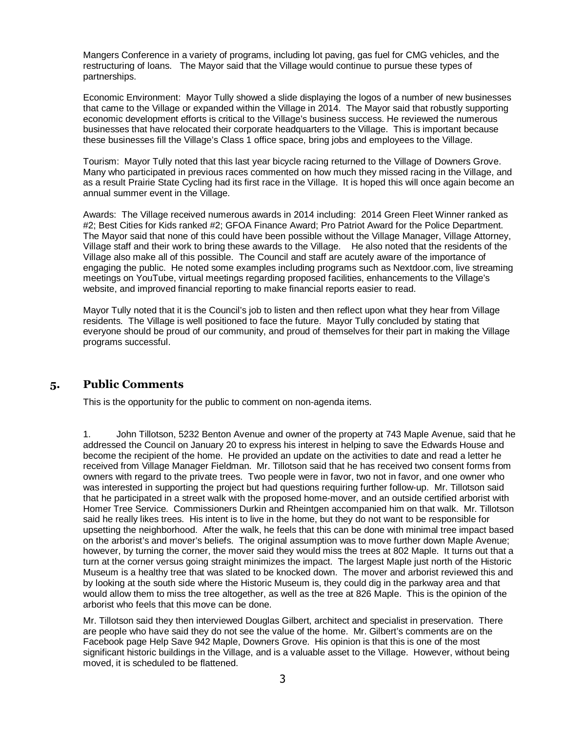Mangers Conference in a variety of programs, including lot paving, gas fuel for CMG vehicles, and the restructuring of loans. The Mayor said that the Village would continue to pursue these types of partnerships.

Economic Environment: Mayor Tully showed a slide displaying the logos of a number of new businesses that came to the Village or expanded within the Village in 2014. The Mayor said that robustly supporting economic development efforts is critical to the Village's business success. He reviewed the numerous businesses that have relocated their corporate headquarters to the Village. This is important because these businesses fill the Village's Class 1 office space, bring jobs and employees to the Village.

Tourism: Mayor Tully noted that this last year bicycle racing returned to the Village of Downers Grove. Many who participated in previous races commented on how much they missed racing in the Village, and as a result Prairie State Cycling had its first race in the Village. It is hoped this will once again become an annual summer event in the Village.

Awards: The Village received numerous awards in 2014 including: 2014 Green Fleet Winner ranked as #2; Best Cities for Kids ranked #2; GFOA Finance Award; Pro Patriot Award for the Police Department. The Mayor said that none of this could have been possible without the Village Manager, Village Attorney, Village staff and their work to bring these awards to the Village. He also noted that the residents of the Village also make all of this possible. The Council and staff are acutely aware of the importance of engaging the public. He noted some examples including programs such as Nextdoor.com, live streaming meetings on YouTube, virtual meetings regarding proposed facilities, enhancements to the Village's website, and improved financial reporting to make financial reports easier to read.

Mayor Tully noted that it is the Council's job to listen and then reflect upon what they hear from Village residents. The Village is well positioned to face the future. Mayor Tully concluded by stating that everyone should be proud of our community, and proud of themselves for their part in making the Village programs successful.

## 5. Public Comments

This is the opportunity for the public to comment on non-agenda items.

1. John Tillotson, 5232 Benton Avenue and owner of the property at 743 Maple Avenue, said that he addressed the Council on January 20 to express his interest in helping to save the Edwards House and become the recipient of the home. He provided an update on the activities to date and read a letter he received from Village Manager Fieldman. Mr. Tillotson said that he has received two consent forms from owners with regard to the private trees. Two people were in favor, two not in favor, and one owner who was interested in supporting the project but had questions requiring further follow-up. Mr. Tillotson said that he participated in a street walk with the proposed home-mover, and an outside certified arborist with Homer Tree Service. Commissioners Durkin and Rheintgen accompanied him on that walk. Mr. Tillotson said he really likes trees. His intent is to live in the home, but they do not want to be responsible for upsetting the neighborhood. After the walk, he feels that this can be done with minimal tree impact based on the arborist's and mover's beliefs. The original assumption was to move further down Maple Avenue; however, by turning the corner, the mover said they would miss the trees at 802 Maple. It turns out that a turn at the corner versus going straight minimizes the impact. The largest Maple just north of the Historic Museum is a healthy tree that was slated to be knocked down. The mover and arborist reviewed this and by looking at the south side where the Historic Museum is, they could dig in the parkway area and that would allow them to miss the tree altogether, as well as the tree at 826 Maple. This is the opinion of the arborist who feels that this move can be done.

Mr. Tillotson said they then interviewed Douglas Gilbert, architect and specialist in preservation. There are people who have said they do not see the value of the home. Mr. Gilbert's comments are on the Facebook page Help Save 942 Maple, Downers Grove. His opinion is that this is one of the most significant historic buildings in the Village, and is a valuable asset to the Village. However, without being moved, it is scheduled to be flattened.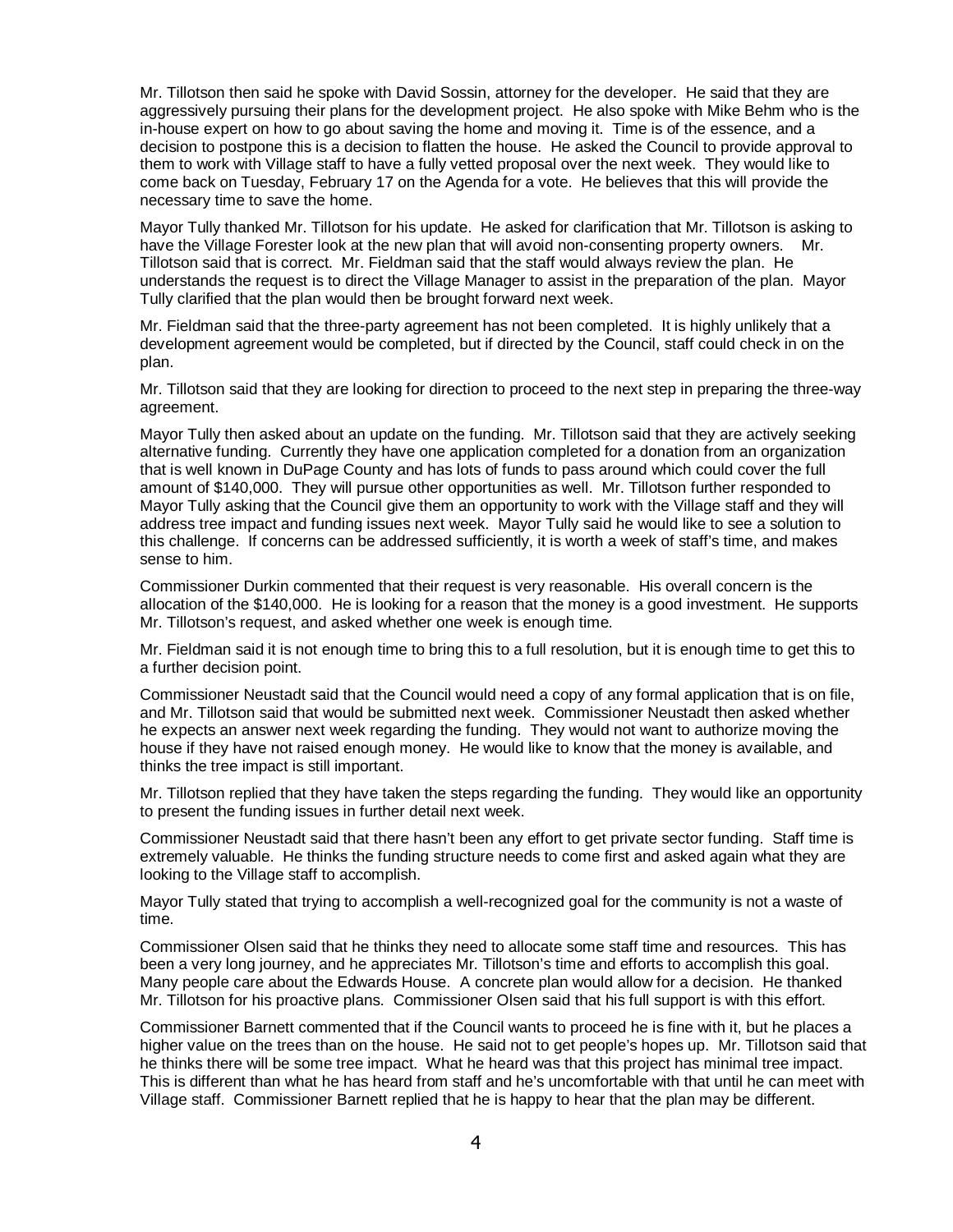Mr. Tillotson then said he spoke with David Sossin, attorney for the developer. He said that they are aggressively pursuing their plans for the development project. He also spoke with Mike Behm who is the in-house expert on how to go about saving the home and moving it. Time is of the essence, and a decision to postpone this is a decision to flatten the house. He asked the Council to provide approval to them to work with Village staff to have a fully vetted proposal over the next week. They would like to come back on Tuesday, February 17 on the Agenda for a vote. He believes that this will provide the necessary time to save the home.

Mayor Tully thanked Mr. Tillotson for his update. He asked for clarification that Mr. Tillotson is asking to have the Village Forester look at the new plan that will avoid non-consenting property owners. Mr. Tillotson said that is correct. Mr. Fieldman said that the staff would always review the plan. He understands the request is to direct the Village Manager to assist in the preparation of the plan. Mayor Tully clarified that the plan would then be brought forward next week.

Mr. Fieldman said that the three-party agreement has not been completed. It is highly unlikely that a development agreement would be completed, but if directed by the Council, staff could check in on the plan.

Mr. Tillotson said that they are looking for direction to proceed to the next step in preparing the three-way agreement.

Mayor Tully then asked about an update on the funding. Mr. Tillotson said that they are actively seeking alternative funding. Currently they have one application completed for a donation from an organization that is well known in DuPage County and has lots of funds to pass around which could cover the full amount of $140,000. They will pursue other opportunities as well. Mr. Tillotson further responded to Mayor Tully asking that the Council give them an opportunity to work with the Village staff and they will address tree impact and funding issues next week. Mayor Tully said he would like to see a solution to this challenge. If concerns can be addressed sufficiently, it is worth a week of staff's time, and makes sense to him.

Commissioner Durkin commented that their request is very reasonable. His overall concern is the allocation of the $140,000. He is looking for a reason that the money is a good investment. He supports Mr. Tillotson's request, and asked whether one week is enough time.

Mr. Fieldman said it is not enough time to bring this to a full resolution, but it is enough time to get this to a further decision point.

Commissioner Neustadt said that the Council would need a copy of any formal application that is on file, and Mr. Tillotson said that would be submitted next week. Commissioner Neustadt then asked whether he expects an answer next week regarding the funding. They would not want to authorize moving the house if they have not raised enough money. He would like to know that the money is available, and thinks the tree impact is still important.

Mr. Tillotson replied that they have taken the steps regarding the funding. They would like an opportunity to present the funding issues in further detail next week.

Commissioner Neustadt said that there hasn't been any effort to get private sector funding. Staff time is extremely valuable. He thinks the funding structure needs to come first and asked again what they are looking to the Village staff to accomplish.

Mayor Tully stated that trying to accomplish a well-recognized goal for the community is not a waste of time.

Commissioner Olsen said that he thinks they need to allocate some staff time and resources. This has been a very long journey, and he appreciates Mr. Tillotson's time and efforts to accomplish this goal. Many people care about the Edwards House. A concrete plan would allow for a decision. He thanked Mr. Tillotson for his proactive plans. Commissioner Olsen said that his full support is with this effort.

Commissioner Barnett commented that if the Council wants to proceed he is fine with it, but he places a higher value on the trees than on the house. He said not to get people's hopes up. Mr. Tillotson said that he thinks there will be some tree impact. What he heard was that this project has minimal tree impact. This is different than what he has heard from staff and he's uncomfortable with that until he can meet with Village staff. Commissioner Barnett replied that he is happy to hear that the plan may be different.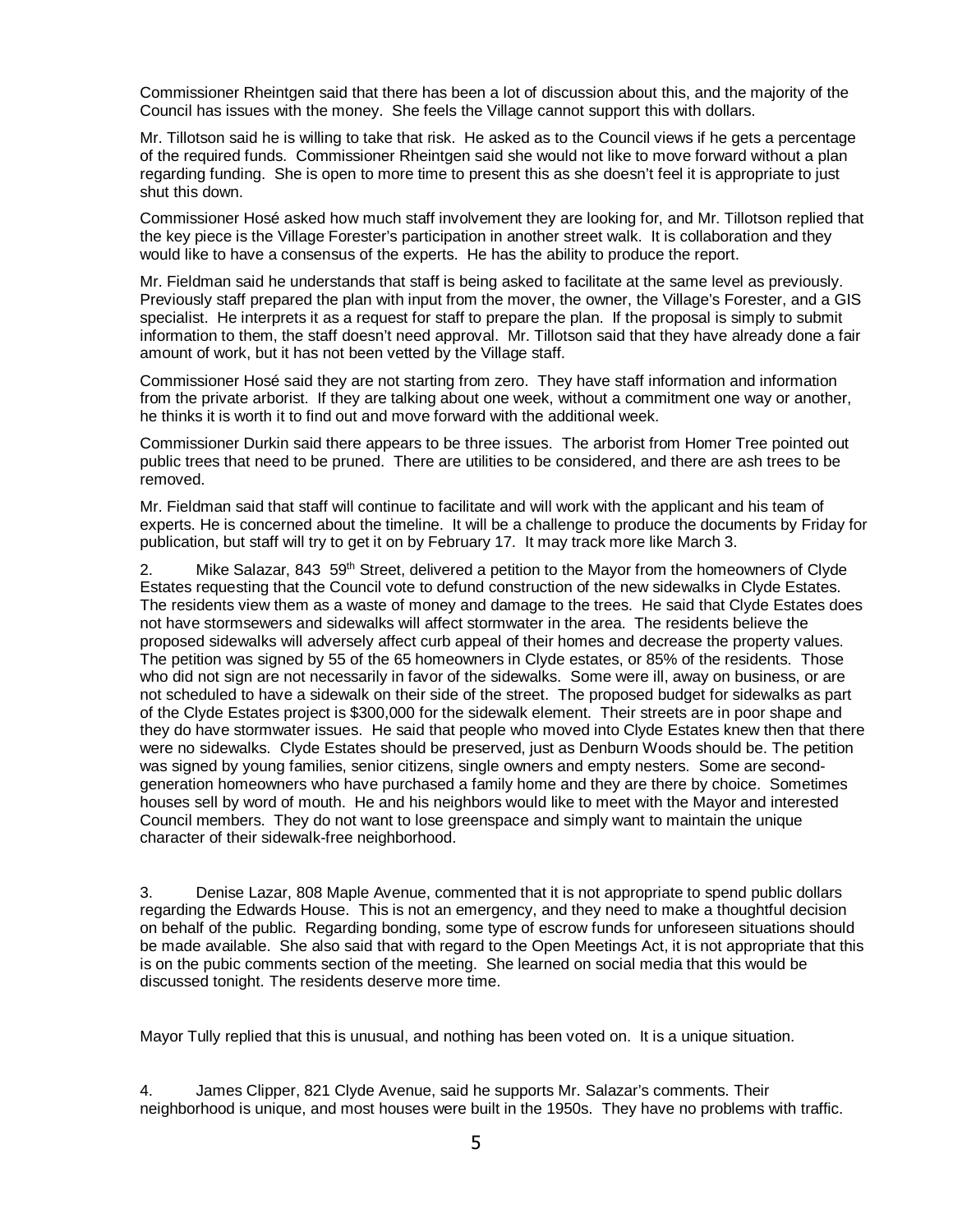Commissioner Rheintgen said that there has been a lot of discussion about this, and the majority of the Council has issues with the money. She feels the Village cannot support this with dollars.

Mr. Tillotson said he is willing to take that risk. He asked as to the Council views if he gets a percentage of the required funds. Commissioner Rheintgen said she would not like to move forward without a plan regarding funding. She is open to more time to present this as she doesn't feel it is appropriate to just shut this down.

Commissioner Hosé asked how much staff involvement they are looking for, and Mr. Tillotson replied that the key piece is the Village Forester's participation in another street walk. It is collaboration and they would like to have a consensus of the experts. He has the ability to produce the report.

Mr. Fieldman said he understands that staff is being asked to facilitate at the same level as previously. Previously staff prepared the plan with input from the mover, the owner, the Village's Forester, and a GIS specialist. He interprets it as a request for staff to prepare the plan. If the proposal is simply to submit information to them, the staff doesn't need approval. Mr. Tillotson said that they have already done a fair amount of work, but it has not been vetted by the Village staff.

Commissioner Hosé said they are not starting from zero. They have staff information and information from the private arborist. If they are talking about one week, without a commitment one way or another, he thinks it is worth it to find out and move forward with the additional week.

Commissioner Durkin said there appears to be three issues. The arborist from Homer Tree pointed out public trees that need to be pruned. There are utilities to be considered, and there are ash trees to be removed.

Mr. Fieldman said that staff will continue to facilitate and will work with the applicant and his team of experts. He is concerned about the timeline. It will be a challenge to produce the documents by Friday for publication, but staff will try to get it on by February 17. It may track more like March 3.

2. Mike Salazar, 843 59th Street, delivered a petition to the Mayor from the homeowners of Clyde Estates requesting that the Council vote to defund construction of the new sidewalks in Clyde Estates. The residents view them as a waste of money and damage to the trees. He said that Clyde Estates does not have stormsewers and sidewalks will affect stormwater in the area. The residents believe the proposed sidewalks will adversely affect curb appeal of their homes and decrease the property values. The petition was signed by 55 of the 65 homeowners in Clyde estates, or 85% of the residents. Those who did not sign are not necessarily in favor of the sidewalks. Some were ill, away on business, or are not scheduled to have a sidewalk on their side of the street. The proposed budget for sidewalks as part of the Clyde Estates project is $300,000 for the sidewalk element. Their streets are in poor shape and they do have stormwater issues. He said that people who moved into Clyde Estates knew then that there were no sidewalks. Clyde Estates should be preserved, just as Denburn Woods should be. The petition was signed by young families, senior citizens, single owners and empty nesters. Some are second-generation homeowners who have purchased a family home and they are there by choice. Sometimes houses sell by word of mouth. He and his neighbors would like to meet with the Mayor and interested Council members. They do not want to lose greenspace and simply want to maintain the unique character of their sidewalk-free neighborhood.

3. Denise Lazar, 808 Maple Avenue, commented that it is not appropriate to spend public dollars regarding the Edwards House. This is not an emergency, and they need to make a thoughtful decision on behalf of the public. Regarding bonding, some type of escrow funds for unforeseen situations should be made available. She also said that with regard to the Open Meetings Act, it is not appropriate that this is on the pubic comments section of the meeting. She learned on social media that this would be discussed tonight. The residents deserve more time.

Mayor Tully replied that this is unusual, and nothing has been voted on. It is a unique situation.

4. James Clipper, 821 Clyde Avenue, said he supports Mr. Salazar's comments. Their neighborhood is unique, and most houses were built in the 1950s. They have no problems with traffic.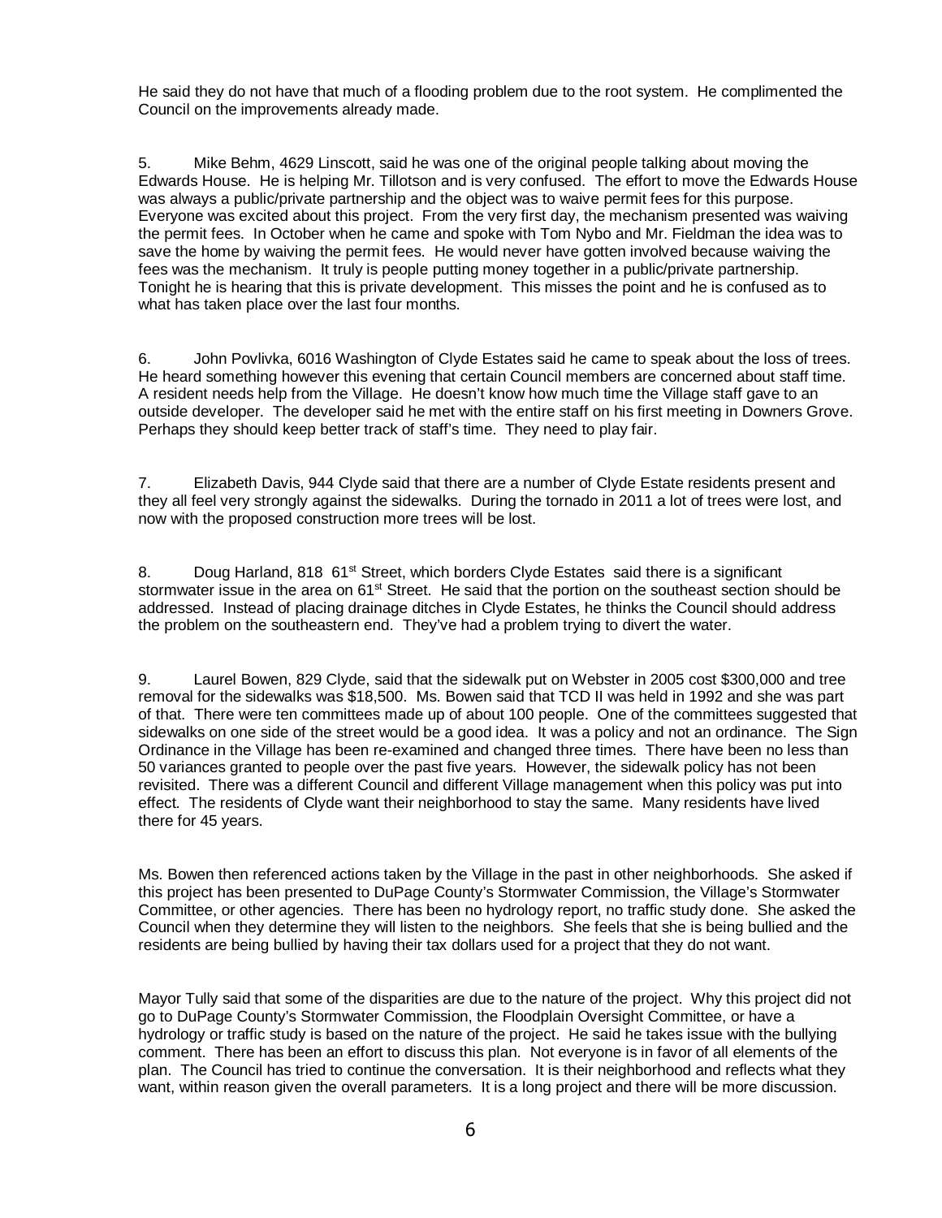He said they do not have that much of a flooding problem due to the root system. He complimented the Council on the improvements already made.

5. Mike Behm, 4629 Linscott, said he was one of the original people talking about moving the Edwards House. He is helping Mr. Tillotson and is very confused. The effort to move the Edwards House was always a public/private partnership and the object was to waive permit fees for this purpose. Everyone was excited about this project. From the very first day, the mechanism presented was waiving the permit fees. In October when he came and spoke with Tom Nybo and Mr. Fieldman the idea was to save the home by waiving the permit fees. He would never have gotten involved because waiving the fees was the mechanism. It truly is people putting money together in a public/private partnership. Tonight he is hearing that this is private development. This misses the point and he is confused as to what has taken place over the last four months.

6. John Povlivka, 6016 Washington of Clyde Estates said he came to speak about the loss of trees. He heard something however this evening that certain Council members are concerned about staff time. A resident needs help from the Village. He doesn't know how much time the Village staff gave to an outside developer. The developer said he met with the entire staff on his first meeting in Downers Grove. Perhaps they should keep better track of staff's time. They need to play fair.

7. Elizabeth Davis, 944 Clyde said that there are a number of Clyde Estate residents present and they all feel very strongly against the sidewalks. During the tornado in 2011 a lot of trees were lost, and now with the proposed construction more trees will be lost.

8. Doug Harland, 818 61st Street, which borders Clyde Estates said there is a significant stormwater issue in the area on 61st Street. He said that the portion on the southeast section should be addressed. Instead of placing drainage ditches in Clyde Estates, he thinks the Council should address the problem on the southeastern end. They've had a problem trying to divert the water.

9. Laurel Bowen, 829 Clyde, said that the sidewalk put on Webster in 2005 cost $300,000 and tree removal for the sidewalks was $18,500. Ms. Bowen said that TCD II was held in 1992 and she was part of that. There were ten committees made up of about 100 people. One of the committees suggested that sidewalks on one side of the street would be a good idea. It was a policy and not an ordinance. The Sign Ordinance in the Village has been re-examined and changed three times. There have been no less than 50 variances granted to people over the past five years. However, the sidewalk policy has not been revisited. There was a different Council and different Village management when this policy was put into effect. The residents of Clyde want their neighborhood to stay the same. Many residents have lived there for 45 years.

Ms. Bowen then referenced actions taken by the Village in the past in other neighborhoods. She asked if this project has been presented to DuPage County's Stormwater Commission, the Village's Stormwater Committee, or other agencies. There has been no hydrology report, no traffic study done. She asked the Council when they determine they will listen to the neighbors. She feels that she is being bullied and the residents are being bullied by having their tax dollars used for a project that they do not want.

Mayor Tully said that some of the disparities are due to the nature of the project. Why this project did not go to DuPage County's Stormwater Commission, the Floodplain Oversight Committee, or have a hydrology or traffic study is based on the nature of the project. He said he takes issue with the bullying comment. There has been an effort to discuss this plan. Not everyone is in favor of all elements of the plan. The Council has tried to continue the conversation. It is their neighborhood and reflects what they want, within reason given the overall parameters. It is a long project and there will be more discussion.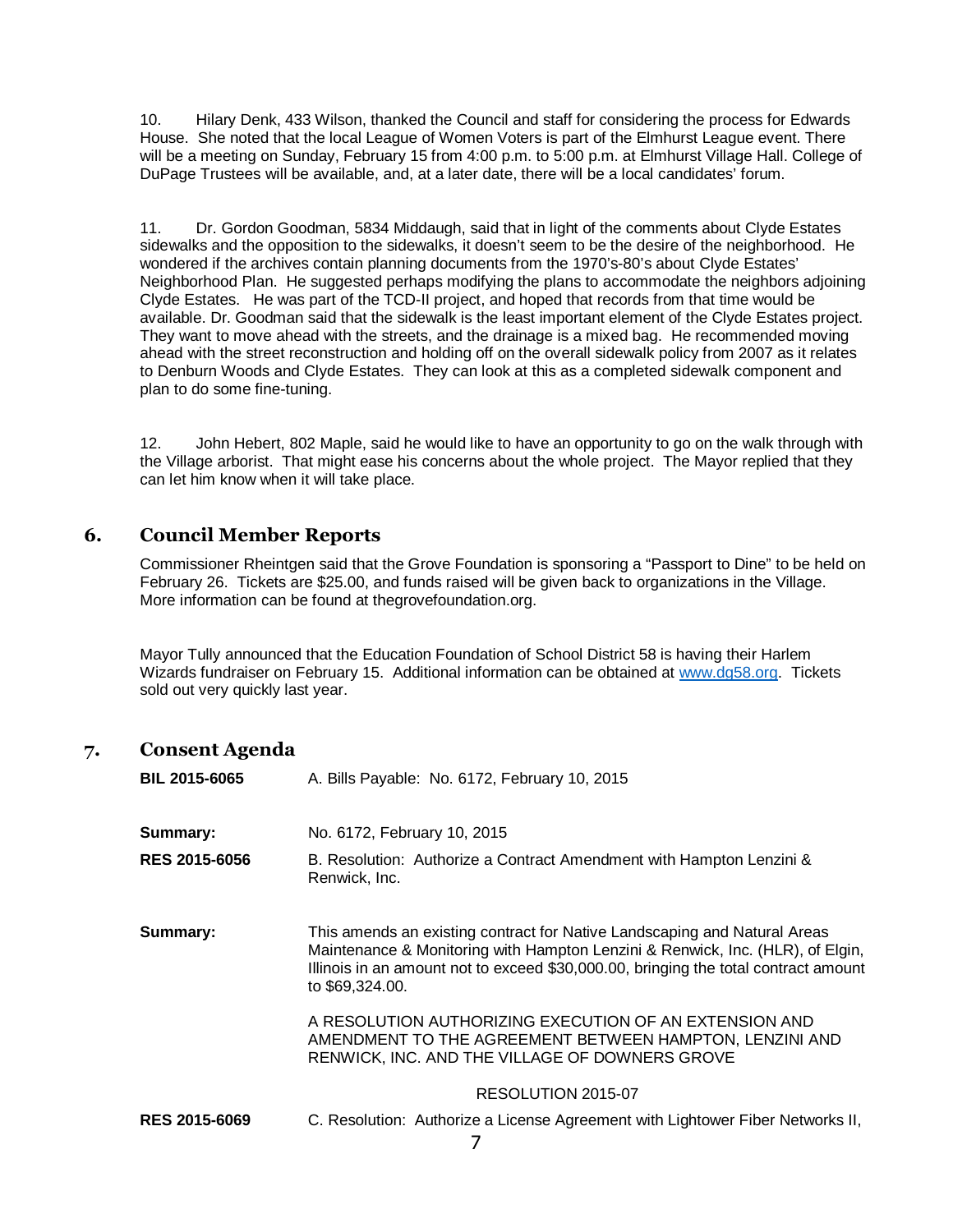10. Hilary Denk, 433 Wilson, thanked the Council and staff for considering the process for Edwards House. She noted that the local League of Women Voters is part of the Elmhurst League event. There will be a meeting on Sunday, February 15 from 4:00 p.m. to 5:00 p.m. at Elmhurst Village Hall. College of DuPage Trustees will be available, and, at a later date, there will be a local candidates' forum.

11. Dr. Gordon Goodman, 5834 Middaugh, said that in light of the comments about Clyde Estates sidewalks and the opposition to the sidewalks, it doesn't seem to be the desire of the neighborhood. He wondered if the archives contain planning documents from the 1970's-80's about Clyde Estates' Neighborhood Plan. He suggested perhaps modifying the plans to accommodate the neighbors adjoining Clyde Estates. He was part of the TCD-II project, and hoped that records from that time would be available. Dr. Goodman said that the sidewalk is the least important element of the Clyde Estates project. They want to move ahead with the streets, and the drainage is a mixed bag. He recommended moving ahead with the street reconstruction and holding off on the overall sidewalk policy from 2007 as it relates to Denburn Woods and Clyde Estates. They can look at this as a completed sidewalk component and plan to do some fine-tuning.

12. John Hebert, 802 Maple, said he would like to have an opportunity to go on the walk through with the Village arborist. That might ease his concerns about the whole project. The Mayor replied that they can let him know when it will take place.

## 6. Council Member Reports

Commissioner Rheintgen said that the Grove Foundation is sponsoring a "Passport to Dine" to be held on February 26. Tickets are $25.00, and funds raised will be given back to organizations in the Village. More information can be found at thegrovefoundation.org.

Mayor Tully announced that the Education Foundation of School District 58 is having their Harlem Wizards fundraiser on February 15. Additional information can be obtained at www.dg58.org. Tickets sold out very quickly last year.

## 7. Consent Agenda

**BIL 2015-6065** A. Bills Payable: No. 6172, February 10, 2015

**Summary:** No. 6172, February 10, 2015

**RES 2015-6056** B. Resolution: Authorize a Contract Amendment with Hampton Lenzini & Renwick, Inc.

**Summary:** This amends an existing contract for Native Landscaping and Natural Areas Maintenance & Monitoring with Hampton Lenzini & Renwick, Inc. (HLR), of Elgin, Illinois in an amount not to exceed $30,000.00, bringing the total contract amount to $69,324.00.

A RESOLUTION AUTHORIZING EXECUTION OF AN EXTENSION AND AMENDMENT TO THE AGREEMENT BETWEEN HAMPTON, LENZINI AND RENWICK, INC. AND THE VILLAGE OF DOWNERS GROVE

RESOLUTION 2015-07

**RES 2015-6069** C. Resolution: Authorize a License Agreement with Lightower Fiber Networks II,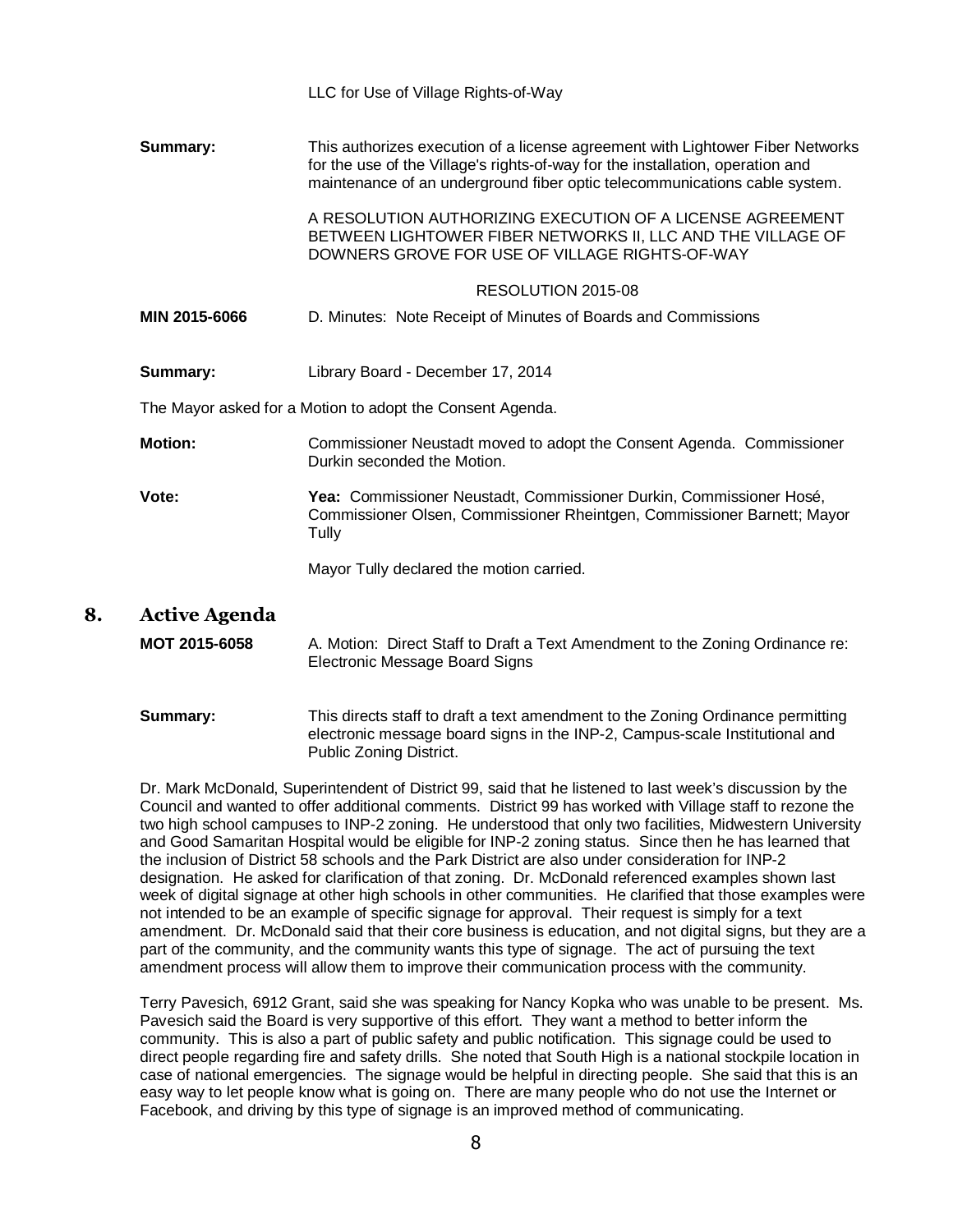LLC for Use of Village Rights-of-Way

**Summary:** This authorizes execution of a license agreement with Lightower Fiber Networks for the use of the Village's rights-of-way for the installation, operation and maintenance of an underground fiber optic telecommunications cable system.

A RESOLUTION AUTHORIZING EXECUTION OF A LICENSE AGREEMENT BETWEEN LIGHTOWER FIBER NETWORKS II, LLC AND THE VILLAGE OF DOWNERS GROVE FOR USE OF VILLAGE RIGHTS-OF-WAY

RESOLUTION 2015-08

**MIN 2015-6066** D. Minutes: Note Receipt of Minutes of Boards and Commissions

**Summary:** Library Board - December 17, 2014

The Mayor asked for a Motion to adopt the Consent Agenda.

**Motion:** Commissioner Neustadt moved to adopt the Consent Agenda. Commissioner Durkin seconded the Motion.

**Vote:** **Yea:** Commissioner Neustadt, Commissioner Durkin, Commissioner Hosé, Commissioner Olsen, Commissioner Rheintgen, Commissioner Barnett; Mayor Tully

Mayor Tully declared the motion carried.

## 8. Active Agenda

**MOT 2015-6058** A. Motion: Direct Staff to Draft a Text Amendment to the Zoning Ordinance re: Electronic Message Board Signs

**Summary:** This directs staff to draft a text amendment to the Zoning Ordinance permitting electronic message board signs in the INP-2, Campus-scale Institutional and Public Zoning District.

Dr. Mark McDonald, Superintendent of District 99, said that he listened to last week's discussion by the Council and wanted to offer additional comments. District 99 has worked with Village staff to rezone the two high school campuses to INP-2 zoning. He understood that only two facilities, Midwestern University and Good Samaritan Hospital would be eligible for INP-2 zoning status. Since then he has learned that the inclusion of District 58 schools and the Park District are also under consideration for INP-2 designation. He asked for clarification of that zoning. Dr. McDonald referenced examples shown last week of digital signage at other high schools in other communities. He clarified that those examples were not intended to be an example of specific signage for approval. Their request is simply for a text amendment. Dr. McDonald said that their core business is education, and not digital signs, but they are a part of the community, and the community wants this type of signage. The act of pursuing the text amendment process will allow them to improve their communication process with the community.

Terry Pavesich, 6912 Grant, said she was speaking for Nancy Kopka who was unable to be present. Ms. Pavesich said the Board is very supportive of this effort. They want a method to better inform the community. This is also a part of public safety and public notification. This signage could be used to direct people regarding fire and safety drills. She noted that South High is a national stockpile location in case of national emergencies. The signage would be helpful in directing people. She said that this is an easy way to let people know what is going on. There are many people who do not use the Internet or Facebook, and driving by this type of signage is an improved method of communicating.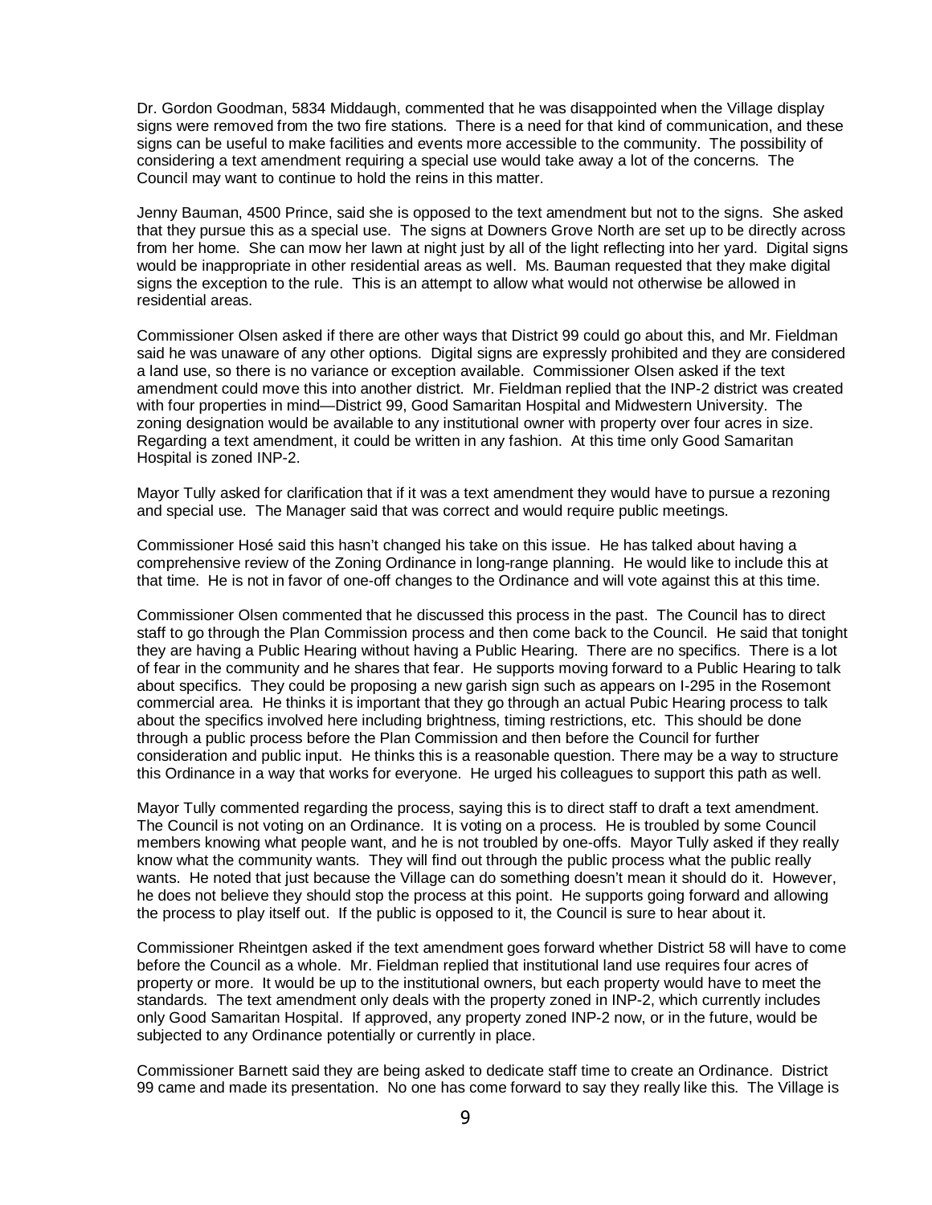Dr. Gordon Goodman, 5834 Middaugh, commented that he was disappointed when the Village display signs were removed from the two fire stations. There is a need for that kind of communication, and these signs can be useful to make facilities and events more accessible to the community. The possibility of considering a text amendment requiring a special use would take away a lot of the concerns. The Council may want to continue to hold the reins in this matter.

Jenny Bauman, 4500 Prince, said she is opposed to the text amendment but not to the signs. She asked that they pursue this as a special use. The signs at Downers Grove North are set up to be directly across from her home. She can mow her lawn at night just by all of the light reflecting into her yard. Digital signs would be inappropriate in other residential areas as well. Ms. Bauman requested that they make digital signs the exception to the rule. This is an attempt to allow what would not otherwise be allowed in residential areas.

Commissioner Olsen asked if there are other ways that District 99 could go about this, and Mr. Fieldman said he was unaware of any other options. Digital signs are expressly prohibited and they are considered a land use, so there is no variance or exception available. Commissioner Olsen asked if the text amendment could move this into another district. Mr. Fieldman replied that the INP-2 district was created with four properties in mind—District 99, Good Samaritan Hospital and Midwestern University. The zoning designation would be available to any institutional owner with property over four acres in size. Regarding a text amendment, it could be written in any fashion. At this time only Good Samaritan Hospital is zoned INP-2.

Mayor Tully asked for clarification that if it was a text amendment they would have to pursue a rezoning and special use. The Manager said that was correct and would require public meetings.

Commissioner Hosé said this hasn't changed his take on this issue. He has talked about having a comprehensive review of the Zoning Ordinance in long-range planning. He would like to include this at that time. He is not in favor of one-off changes to the Ordinance and will vote against this at this time.

Commissioner Olsen commented that he discussed this process in the past. The Council has to direct staff to go through the Plan Commission process and then come back to the Council. He said that tonight they are having a Public Hearing without having a Public Hearing. There are no specifics. There is a lot of fear in the community and he shares that fear. He supports moving forward to a Public Hearing to talk about specifics. They could be proposing a new garish sign such as appears on I-295 in the Rosemont commercial area. He thinks it is important that they go through an actual Pubic Hearing process to talk about the specifics involved here including brightness, timing restrictions, etc. This should be done through a public process before the Plan Commission and then before the Council for further consideration and public input. He thinks this is a reasonable question. There may be a way to structure this Ordinance in a way that works for everyone. He urged his colleagues to support this path as well.

Mayor Tully commented regarding the process, saying this is to direct staff to draft a text amendment. The Council is not voting on an Ordinance. It is voting on a process. He is troubled by some Council members knowing what people want, and he is not troubled by one-offs. Mayor Tully asked if they really know what the community wants. They will find out through the public process what the public really wants. He noted that just because the Village can do something doesn't mean it should do it. However, he does not believe they should stop the process at this point. He supports going forward and allowing the process to play itself out. If the public is opposed to it, the Council is sure to hear about it.

Commissioner Rheintgen asked if the text amendment goes forward whether District 58 will have to come before the Council as a whole. Mr. Fieldman replied that institutional land use requires four acres of property or more. It would be up to the institutional owners, but each property would have to meet the standards. The text amendment only deals with the property zoned in INP-2, which currently includes only Good Samaritan Hospital. If approved, any property zoned INP-2 now, or in the future, would be subjected to any Ordinance potentially or currently in place.

Commissioner Barnett said they are being asked to dedicate staff time to create an Ordinance. District 99 came and made its presentation. No one has come forward to say they really like this. The Village is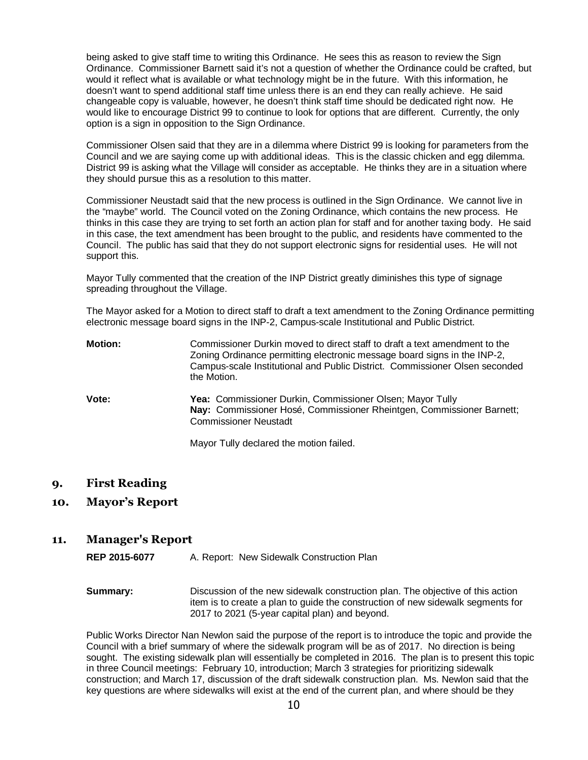being asked to give staff time to writing this Ordinance. He sees this as reason to review the Sign Ordinance. Commissioner Barnett said it's not a question of whether the Ordinance could be crafted, but would it reflect what is available or what technology might be in the future. With this information, he doesn't want to spend additional staff time unless there is an end they can really achieve. He said changeable copy is valuable, however, he doesn't think staff time should be dedicated right now. He would like to encourage District 99 to continue to look for options that are different. Currently, the only option is a sign in opposition to the Sign Ordinance.

Commissioner Olsen said that they are in a dilemma where District 99 is looking for parameters from the Council and we are saying come up with additional ideas. This is the classic chicken and egg dilemma. District 99 is asking what the Village will consider as acceptable. He thinks they are in a situation where they should pursue this as a resolution to this matter.

Commissioner Neustadt said that the new process is outlined in the Sign Ordinance. We cannot live in the "maybe" world. The Council voted on the Zoning Ordinance, which contains the new process. He thinks in this case they are trying to set forth an action plan for staff and for another taxing body. He said in this case, the text amendment has been brought to the public, and residents have commented to the Council. The public has said that they do not support electronic signs for residential uses. He will not support this.

Mayor Tully commented that the creation of the INP District greatly diminishes this type of signage spreading throughout the Village.

The Mayor asked for a Motion to direct staff to draft a text amendment to the Zoning Ordinance permitting electronic message board signs in the INP-2, Campus-scale Institutional and Public District.

**Motion:** Commissioner Durkin moved to direct staff to draft a text amendment to the Zoning Ordinance permitting electronic message board signs in the INP-2, Campus-scale Institutional and Public District. Commissioner Olsen seconded the Motion.

**Vote:** **Yea:** Commissioner Durkin, Commissioner Olsen; Mayor Tully
**Nay:** Commissioner Hosé, Commissioner Rheintgen, Commissioner Barnett; Commissioner Neustadt

Mayor Tully declared the motion failed.

## 9. First Reading

## 10. Mayor's Report

## 11. Manager's Report

**REP 2015-6077** A. Report: New Sidewalk Construction Plan

**Summary:** Discussion of the new sidewalk construction plan. The objective of this action item is to create a plan to guide the construction of new sidewalk segments for 2017 to 2021 (5-year capital plan) and beyond.

Public Works Director Nan Newlon said the purpose of the report is to introduce the topic and provide the Council with a brief summary of where the sidewalk program will be as of 2017. No direction is being sought. The existing sidewalk plan will essentially be completed in 2016. The plan is to present this topic in three Council meetings: February 10, introduction; March 3 strategies for prioritizing sidewalk construction; and March 17, discussion of the draft sidewalk construction plan. Ms. Newlon said that the key questions are where sidewalks will exist at the end of the current plan, and where should be they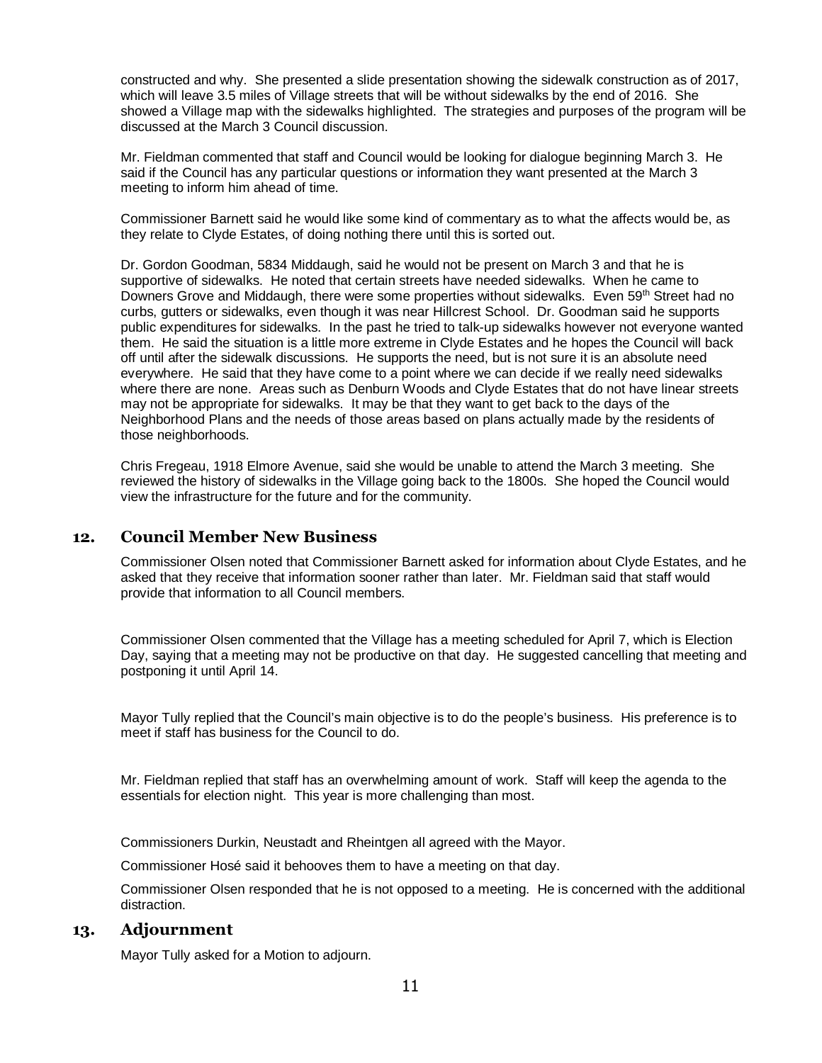constructed and why. She presented a slide presentation showing the sidewalk construction as of 2017, which will leave 3.5 miles of Village streets that will be without sidewalks by the end of 2016. She showed a Village map with the sidewalks highlighted. The strategies and purposes of the program will be discussed at the March 3 Council discussion.

Mr. Fieldman commented that staff and Council would be looking for dialogue beginning March 3. He said if the Council has any particular questions or information they want presented at the March 3 meeting to inform him ahead of time.

Commissioner Barnett said he would like some kind of commentary as to what the affects would be, as they relate to Clyde Estates, of doing nothing there until this is sorted out.

Dr. Gordon Goodman, 5834 Middaugh, said he would not be present on March 3 and that he is supportive of sidewalks. He noted that certain streets have needed sidewalks. When he came to Downers Grove and Middaugh, there were some properties without sidewalks. Even 59th Street had no curbs, gutters or sidewalks, even though it was near Hillcrest School. Dr. Goodman said he supports public expenditures for sidewalks. In the past he tried to talk-up sidewalks however not everyone wanted them. He said the situation is a little more extreme in Clyde Estates and he hopes the Council will back off until after the sidewalk discussions. He supports the need, but is not sure it is an absolute need everywhere. He said that they have come to a point where we can decide if we really need sidewalks where there are none. Areas such as Denburn Woods and Clyde Estates that do not have linear streets may not be appropriate for sidewalks. It may be that they want to get back to the days of the Neighborhood Plans and the needs of those areas based on plans actually made by the residents of those neighborhoods.

Chris Fregeau, 1918 Elmore Avenue, said she would be unable to attend the March 3 meeting. She reviewed the history of sidewalks in the Village going back to the 1800s. She hoped the Council would view the infrastructure for the future and for the community.

## 12. Council Member New Business

Commissioner Olsen noted that Commissioner Barnett asked for information about Clyde Estates, and he asked that they receive that information sooner rather than later. Mr. Fieldman said that staff would provide that information to all Council members.

Commissioner Olsen commented that the Village has a meeting scheduled for April 7, which is Election Day, saying that a meeting may not be productive on that day. He suggested cancelling that meeting and postponing it until April 14.

Mayor Tully replied that the Council's main objective is to do the people's business. His preference is to meet if staff has business for the Council to do.

Mr. Fieldman replied that staff has an overwhelming amount of work. Staff will keep the agenda to the essentials for election night. This year is more challenging than most.

Commissioners Durkin, Neustadt and Rheintgen all agreed with the Mayor.

Commissioner Hosé said it behooves them to have a meeting on that day.

Commissioner Olsen responded that he is not opposed to a meeting. He is concerned with the additional distraction.

## 13. Adjournment

Mayor Tully asked for a Motion to adjourn.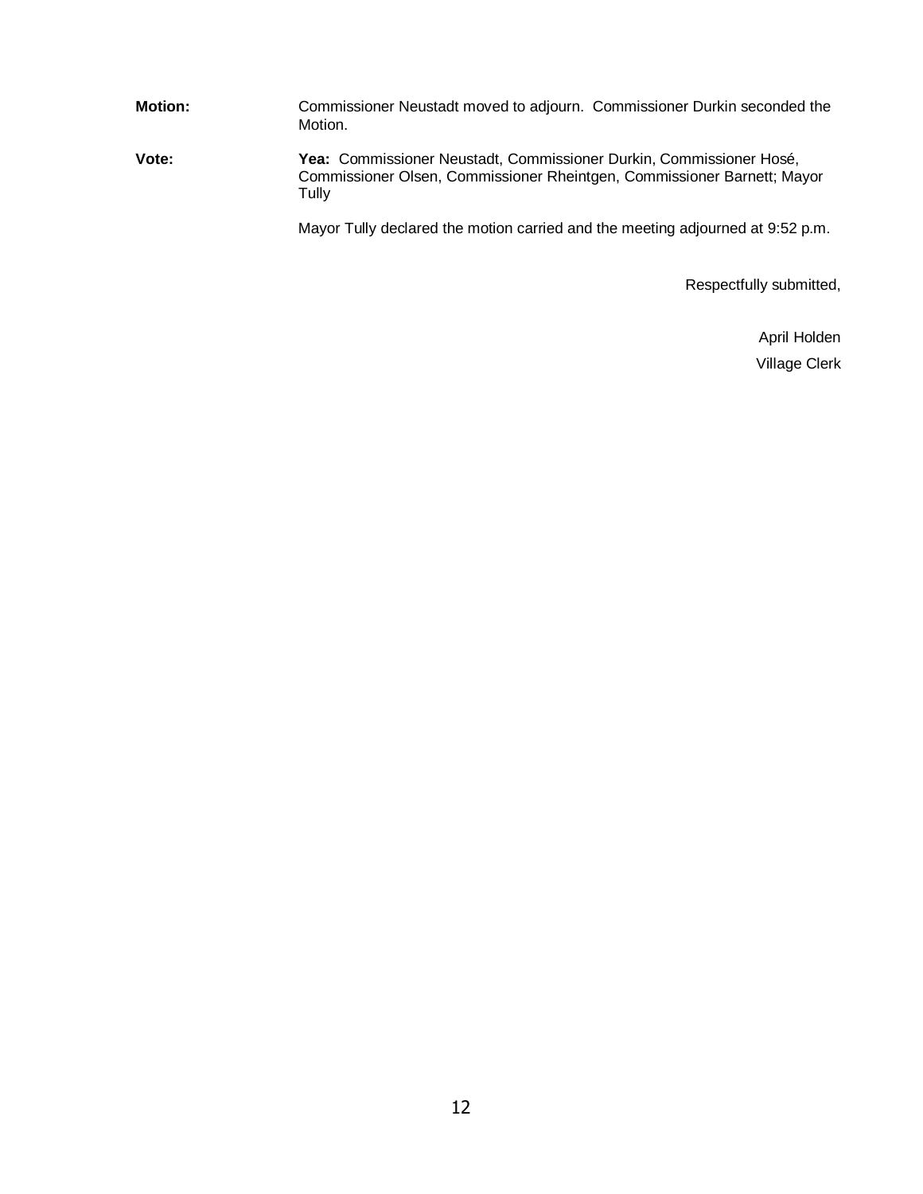**Motion:** Commissioner Neustadt moved to adjourn. Commissioner Durkin seconded the Motion.

**Vote:** **Yea:** Commissioner Neustadt, Commissioner Durkin, Commissioner Hosé, Commissioner Olsen, Commissioner Rheintgen, Commissioner Barnett; Mayor Tully

Mayor Tully declared the motion carried and the meeting adjourned at 9:52 p.m.

Respectfully submitted,

April Holden

Village Clerk